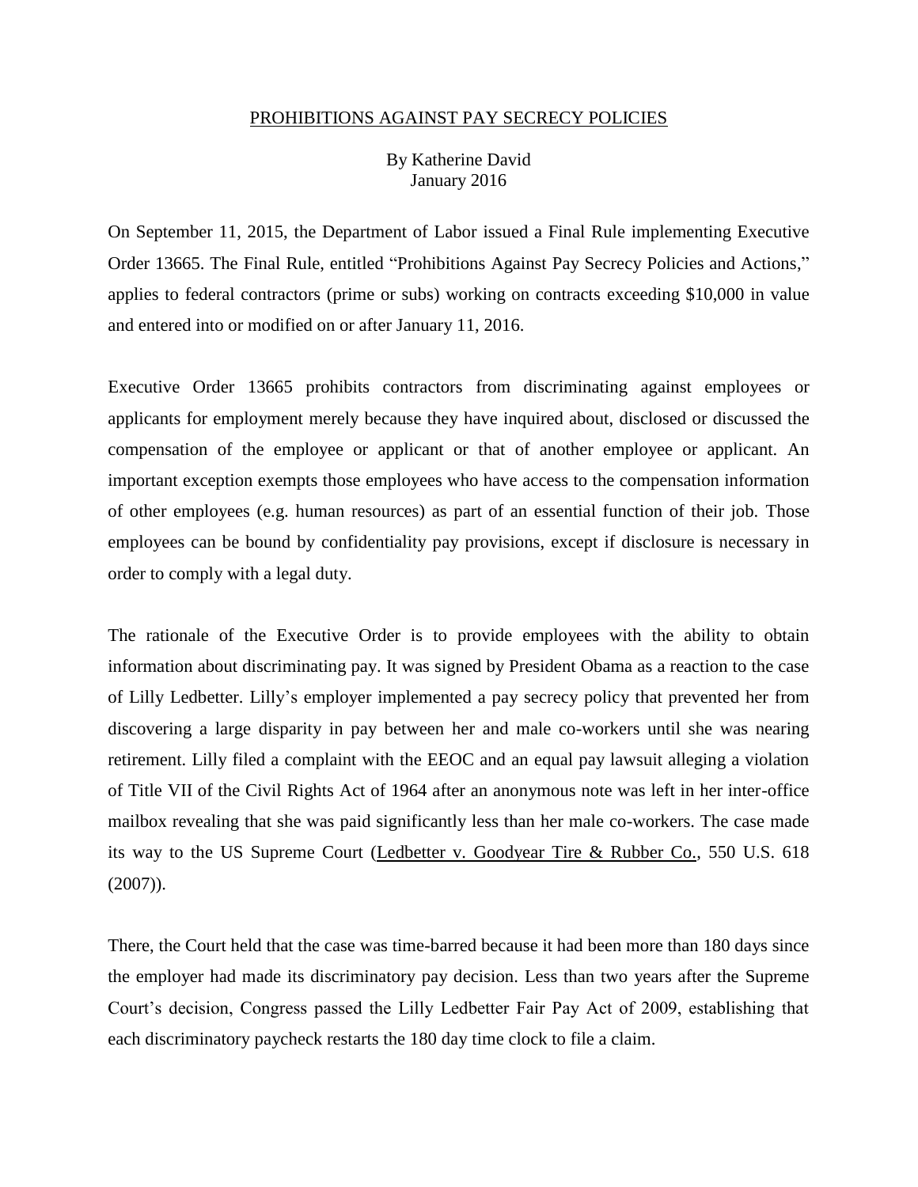# PROHIBITIONS AGAINST PAY SECRECY POLICIES

By Katherine David
January 2016

On September 11, 2015, the Department of Labor issued a Final Rule implementing Executive Order 13665. The Final Rule, entitled "Prohibitions Against Pay Secrecy Policies and Actions," applies to federal contractors (prime or subs) working on contracts exceeding $10,000 in value and entered into or modified on or after January 11, 2016.

Executive Order 13665 prohibits contractors from discriminating against employees or applicants for employment merely because they have inquired about, disclosed or discussed the compensation of the employee or applicant or that of another employee or applicant. An important exception exempts those employees who have access to the compensation information of other employees (e.g. human resources) as part of an essential function of their job. Those employees can be bound by confidentiality pay provisions, except if disclosure is necessary in order to comply with a legal duty.

The rationale of the Executive Order is to provide employees with the ability to obtain information about discriminating pay. It was signed by President Obama as a reaction to the case of Lilly Ledbetter. Lilly's employer implemented a pay secrecy policy that prevented her from discovering a large disparity in pay between her and male co-workers until she was nearing retirement. Lilly filed a complaint with the EEOC and an equal pay lawsuit alleging a violation of Title VII of the Civil Rights Act of 1964 after an anonymous note was left in her inter-office mailbox revealing that she was paid significantly less than her male co-workers. The case made its way to the US Supreme Court (Ledbetter v. Goodyear Tire & Rubber Co., 550 U.S. 618 (2007)).

There, the Court held that the case was time-barred because it had been more than 180 days since the employer had made its discriminatory pay decision. Less than two years after the Supreme Court's decision, Congress passed the Lilly Ledbetter Fair Pay Act of 2009, establishing that each discriminatory paycheck restarts the 180 day time clock to file a claim.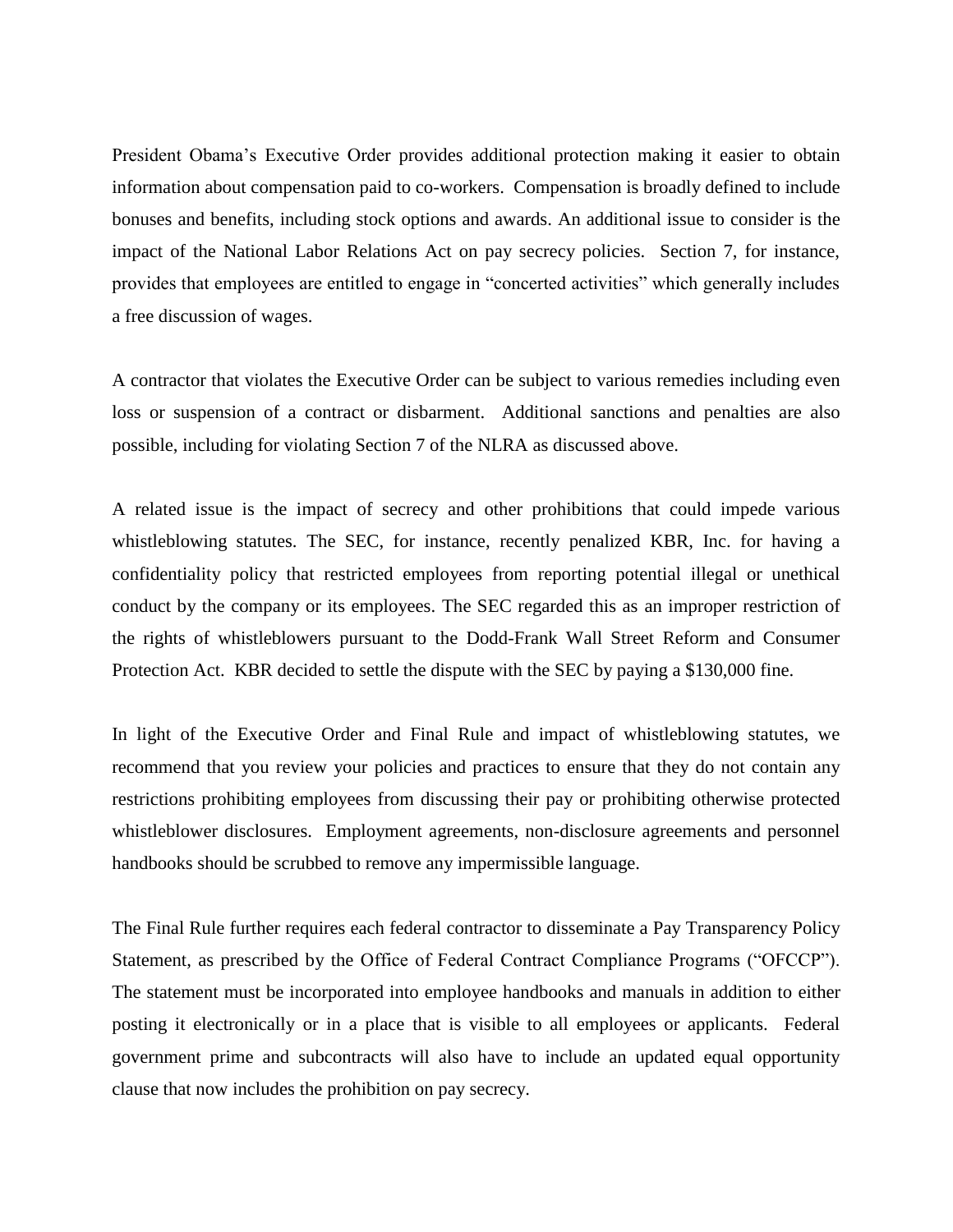President Obama’s Executive Order provides additional protection making it easier to obtain information about compensation paid to co-workers. Compensation is broadly defined to include bonuses and benefits, including stock options and awards. An additional issue to consider is the impact of the National Labor Relations Act on pay secrecy policies. Section 7, for instance, provides that employees are entitled to engage in “concerted activities” which generally includes a free discussion of wages.

A contractor that violates the Executive Order can be subject to various remedies including even loss or suspension of a contract or disbarment. Additional sanctions and penalties are also possible, including for violating Section 7 of the NLRA as discussed above.

A related issue is the impact of secrecy and other prohibitions that could impede various whistleblowing statutes. The SEC, for instance, recently penalized KBR, Inc. for having a confidentiality policy that restricted employees from reporting potential illegal or unethical conduct by the company or its employees. The SEC regarded this as an improper restriction of the rights of whistleblowers pursuant to the Dodd-Frank Wall Street Reform and Consumer Protection Act. KBR decided to settle the dispute with the SEC by paying a $130,000 fine.

In light of the Executive Order and Final Rule and impact of whistleblowing statutes, we recommend that you review your policies and practices to ensure that they do not contain any restrictions prohibiting employees from discussing their pay or prohibiting otherwise protected whistleblower disclosures. Employment agreements, non-disclosure agreements and personnel handbooks should be scrubbed to remove any impermissible language.

The Final Rule further requires each federal contractor to disseminate a Pay Transparency Policy Statement, as prescribed by the Office of Federal Contract Compliance Programs (“OFCCP”). The statement must be incorporated into employee handbooks and manuals in addition to either posting it electronically or in a place that is visible to all employees or applicants. Federal government prime and subcontracts will also have to include an updated equal opportunity clause that now includes the prohibition on pay secrecy.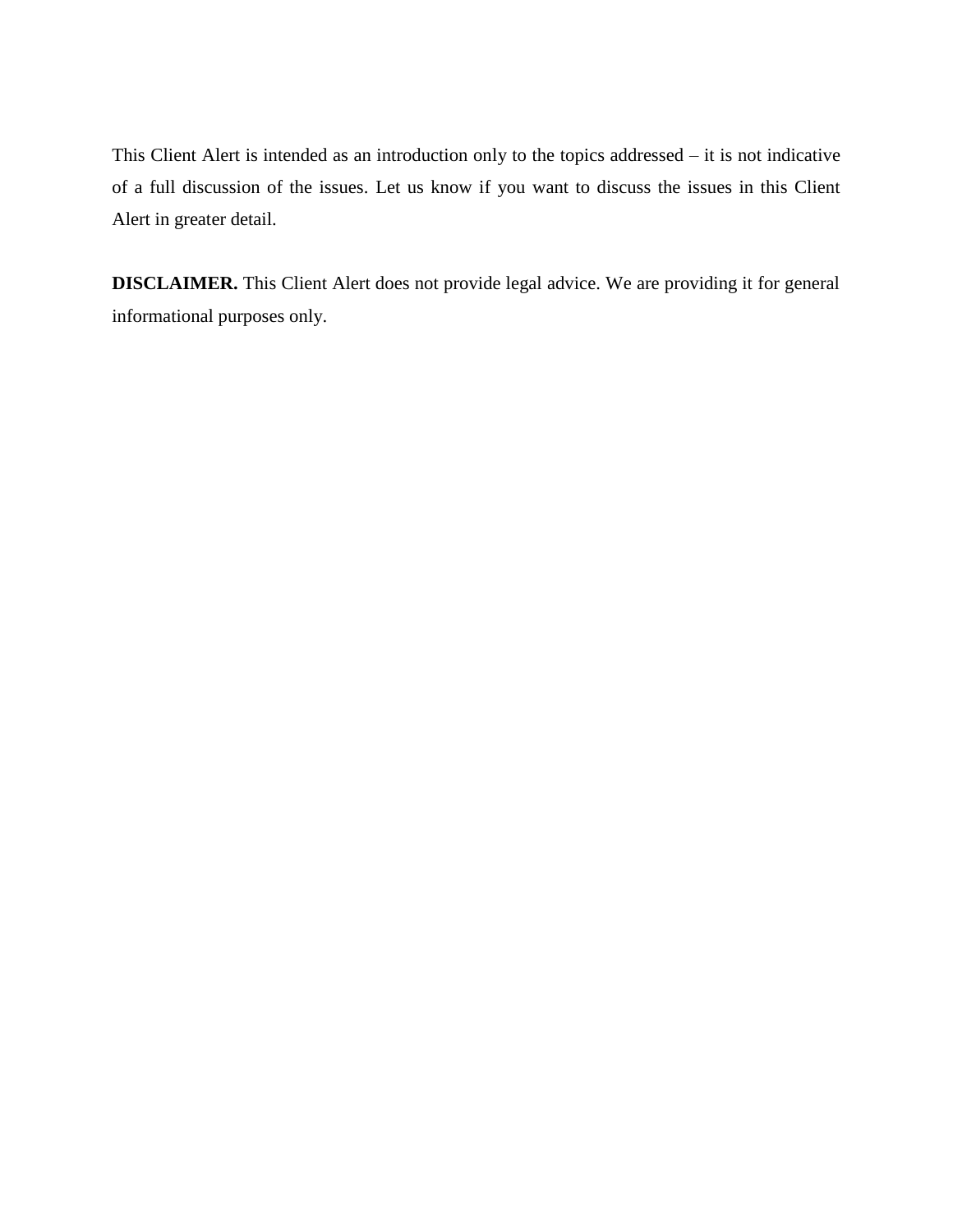This Client Alert is intended as an introduction only to the topics addressed – it is not indicative of a full discussion of the issues. Let us know if you want to discuss the issues in this Client Alert in greater detail.

**DISCLAIMER.** This Client Alert does not provide legal advice. We are providing it for general informational purposes only.